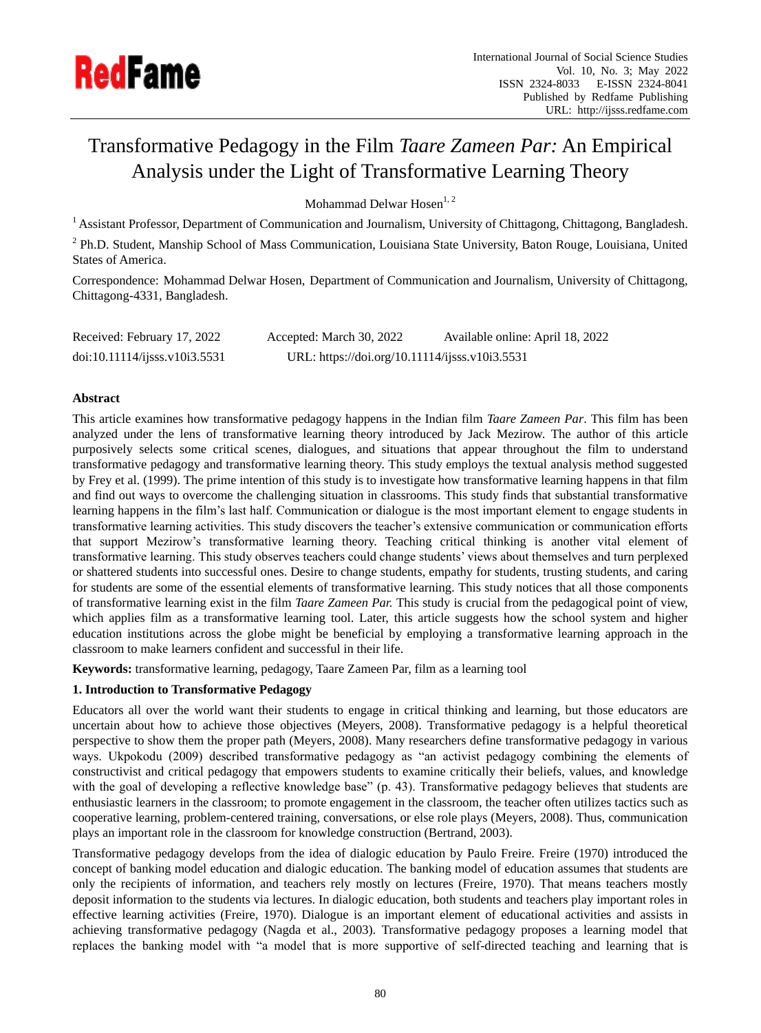# Transformative Pedagogy in the Film *Taare Zameen Par:* An Empirical Analysis under the Light of Transformative Learning Theory

Mohammad Delwar Hosen[1, 2]

[1] Assistant Professor, Department of Communication and Journalism, University of Chittagong, Chittagong, Bangladesh.

[2] Ph.D. Student, Manship School of Mass Communication, Louisiana State University, Baton Rouge, Louisiana, United States of America.

Correspondence: Mohammad Delwar Hosen, Department of Communication and Journalism, University of Chittagong, Chittagong-4331, Bangladesh.

Received: February 17, 2022 Accepted: March 30, 2022 Available online: April 18, 2022

doi:10.11114/ijsss.v10i3.5531 URL: https://doi.org/10.11114/ijsss.v10i3.5531

**Abstract**

This article examines how transformative pedagogy happens in the Indian film *Taare Zameen Par*. This film has been analyzed under the lens of transformative learning theory introduced by Jack Mezirow. The author of this article purposively selects some critical scenes, dialogues, and situations that appear throughout the film to understand transformative pedagogy and transformative learning theory. This study employs the textual analysis method suggested by Frey et al. (1999). The prime intention of this study is to investigate how transformative learning happens in that film and find out ways to overcome the challenging situation in classrooms. This study finds that substantial transformative learning happens in the film's last half. Communication or dialogue is the most important element to engage students in transformative learning activities. This study discovers the teacher's extensive communication or communication efforts that support Mezirow's transformative learning theory. Teaching critical thinking is another vital element of transformative learning. This study observes teachers could change students' views about themselves and turn perplexed or shattered students into successful ones. Desire to change students, empathy for students, trusting students, and caring for students are some of the essential elements of transformative learning. This study notices that all those components of transformative learning exist in the film *Taare Zameen Par.* This study is crucial from the pedagogical point of view, which applies film as a transformative learning tool. Later, this article suggests how the school system and higher education institutions across the globe might be beneficial by employing a transformative learning approach in the classroom to make learners confident and successful in their life.

**Keywords:** transformative learning, pedagogy, Taare Zameen Par, film as a learning tool

## 1. Introduction to Transformative Pedagogy

Educators all over the world want their students to engage in critical thinking and learning, but those educators are uncertain about how to achieve those objectives (Meyers, 2008). Transformative pedagogy is a helpful theoretical perspective to show them the proper path (Meyers, 2008). Many researchers define transformative pedagogy in various ways. Ukpokodu (2009) described transformative pedagogy as "an activist pedagogy combining the elements of constructivist and critical pedagogy that empowers students to examine critically their beliefs, values, and knowledge with the goal of developing a reflective knowledge base" (p. 43). Transformative pedagogy believes that students are enthusiastic learners in the classroom; to promote engagement in the classroom, the teacher often utilizes tactics such as cooperative learning, problem-centered training, conversations, or else role plays (Meyers, 2008). Thus, communication plays an important role in the classroom for knowledge construction (Bertrand, 2003).

Transformative pedagogy develops from the idea of dialogic education by Paulo Freire. Freire (1970) introduced the concept of banking model education and dialogic education. The banking model of education assumes that students are only the recipients of information, and teachers rely mostly on lectures (Freire, 1970). That means teachers mostly deposit information to the students via lectures. In dialogic education, both students and teachers play important roles in effective learning activities (Freire, 1970). Dialogue is an important element of educational activities and assists in achieving transformative pedagogy (Nagda et al., 2003). Transformative pedagogy proposes a learning model that replaces the banking model with "a model that is more supportive of self-directed teaching and learning that is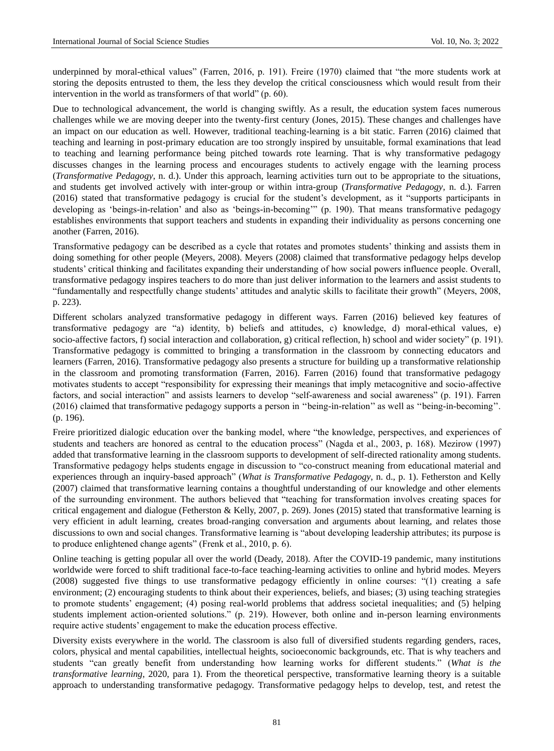underpinned by moral-ethical values" (Farren, 2016, p. 191). Freire (1970) claimed that "the more students work at storing the deposits entrusted to them, the less they develop the critical consciousness which would result from their intervention in the world as transformers of that world" (p. 60).

Due to technological advancement, the world is changing swiftly. As a result, the education system faces numerous challenges while we are moving deeper into the twenty-first century (Jones, 2015). These changes and challenges have an impact on our education as well. However, traditional teaching-learning is a bit static. Farren (2016) claimed that teaching and learning in post-primary education are too strongly inspired by unsuitable, formal examinations that lead to teaching and learning performance being pitched towards rote learning. That is why transformative pedagogy discusses changes in the learning process and encourages students to actively engage with the learning process (*Transformative Pedagogy*, n. d.). Under this approach, learning activities turn out to be appropriate to the situations, and students get involved actively with inter-group or within intra-group (*Transformative Pedagogy*, n. d.). Farren (2016) stated that transformative pedagogy is crucial for the student's development, as it "supports participants in developing as 'beings-in-relation' and also as 'beings-in-becoming'" (p. 190). That means transformative pedagogy establishes environments that support teachers and students in expanding their individuality as persons concerning one another (Farren, 2016).

Transformative pedagogy can be described as a cycle that rotates and promotes students' thinking and assists them in doing something for other people (Meyers, 2008). Meyers (2008) claimed that transformative pedagogy helps develop students' critical thinking and facilitates expanding their understanding of how social powers influence people. Overall, transformative pedagogy inspires teachers to do more than just deliver information to the learners and assist students to "fundamentally and respectfully change students' attitudes and analytic skills to facilitate their growth" (Meyers, 2008, p. 223).

Different scholars analyzed transformative pedagogy in different ways. Farren (2016) believed key features of transformative pedagogy are "a) identity, b) beliefs and attitudes, c) knowledge, d) moral-ethical values, e) socio-affective factors, f) social interaction and collaboration, g) critical reflection, h) school and wider society" (p. 191). Transformative pedagogy is committed to bringing a transformation in the classroom by connecting educators and learners (Farren, 2016). Transformative pedagogy also presents a structure for building up a transformative relationship in the classroom and promoting transformation (Farren, 2016). Farren (2016) found that transformative pedagogy motivates students to accept "responsibility for expressing their meanings that imply metacognitive and socio-affective factors, and social interaction" and assists learners to develop "self-awareness and social awareness" (p. 191). Farren (2016) claimed that transformative pedagogy supports a person in ''being-in-relation'' as well as ''being-in-becoming''. (p. 196).

Freire prioritized dialogic education over the banking model, where "the knowledge, perspectives, and experiences of students and teachers are honored as central to the education process" (Nagda et al., 2003, p. 168). Mezirow (1997) added that transformative learning in the classroom supports to development of self-directed rationality among students. Transformative pedagogy helps students engage in discussion to "co-construct meaning from educational material and experiences through an inquiry-based approach" (*What is Transformative Pedagogy*, n. d., p. 1). Fetherston and Kelly (2007) claimed that transformative learning contains a thoughtful understanding of our knowledge and other elements of the surrounding environment. The authors believed that "teaching for transformation involves creating spaces for critical engagement and dialogue (Fetherston & Kelly, 2007, p. 269). Jones (2015) stated that transformative learning is very efficient in adult learning, creates broad-ranging conversation and arguments about learning, and relates those discussions to own and social changes. Transformative learning is "about developing leadership attributes; its purpose is to produce enlightened change agents" (Frenk et al., 2010, p. 6).

Online teaching is getting popular all over the world (Deady, 2018). After the COVID-19 pandemic, many institutions worldwide were forced to shift traditional face-to-face teaching-learning activities to online and hybrid modes. Meyers (2008) suggested five things to use transformative pedagogy efficiently in online courses: "(1) creating a safe environment; (2) encouraging students to think about their experiences, beliefs, and biases; (3) using teaching strategies to promote students' engagement; (4) posing real-world problems that address societal inequalities; and (5) helping students implement action-oriented solutions." (p. 219). However, both online and in-person learning environments require active students' engagement to make the education process effective.

Diversity exists everywhere in the world. The classroom is also full of diversified students regarding genders, races, colors, physical and mental capabilities, intellectual heights, socioeconomic backgrounds, etc. That is why teachers and students "can greatly benefit from understanding how learning works for different students." (*What is the transformative learning*, 2020, para 1). From the theoretical perspective, transformative learning theory is a suitable approach to understanding transformative pedagogy. Transformative pedagogy helps to develop, test, and retest the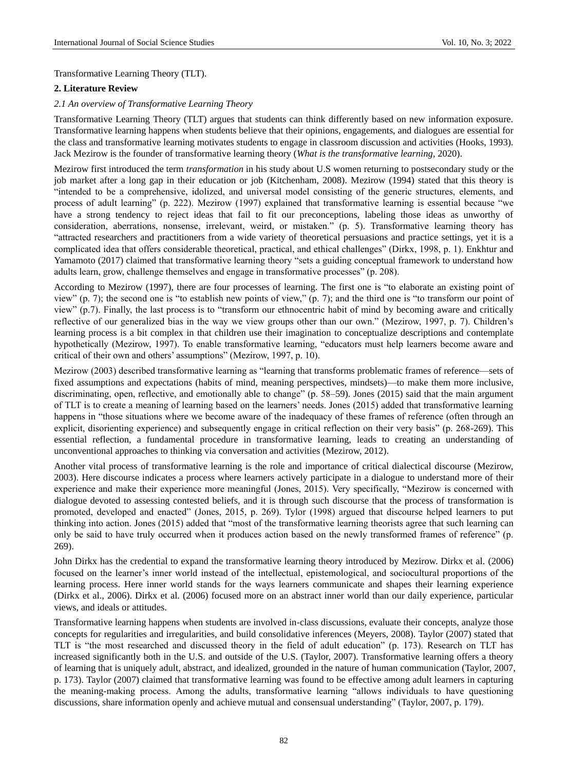Transformative Learning Theory (TLT).

## 2. Literature Review

### *2.1 An overview of Transformative Learning Theory*

Transformative Learning Theory (TLT) argues that students can think differently based on new information exposure. Transformative learning happens when students believe that their opinions, engagements, and dialogues are essential for the class and transformative learning motivates students to engage in classroom discussion and activities (Hooks, 1993). Jack Mezirow is the founder of transformative learning theory (*What is the transformative learning*, 2020).

Mezirow first introduced the term *transformation* in his study about U.S women returning to postsecondary study or the job market after a long gap in their education or job (Kitchenham, 2008). Mezirow (1994) stated that this theory is "intended to be a comprehensive, idolized, and universal model consisting of the generic structures, elements, and process of adult learning" (p. 222). Mezirow (1997) explained that transformative learning is essential because "we have a strong tendency to reject ideas that fail to fit our preconceptions, labeling those ideas as unworthy of consideration, aberrations, nonsense, irrelevant, weird, or mistaken." (p. 5). Transformative learning theory has "attracted researchers and practitioners from a wide variety of theoretical persuasions and practice settings, yet it is a complicated idea that offers considerable theoretical, practical, and ethical challenges" (Dirkx, 1998, p. 1). Enkhtur and Yamamoto (2017) claimed that transformative learning theory "sets a guiding conceptual framework to understand how adults learn, grow, challenge themselves and engage in transformative processes" (p. 208).

According to Mezirow (1997), there are four processes of learning. The first one is "to elaborate an existing point of view" (p. 7); the second one is "to establish new points of view," (p. 7); and the third one is "to transform our point of view" (p.7). Finally, the last process is to "transform our ethnocentric habit of mind by becoming aware and critically reflective of our generalized bias in the way we view groups other than our own." (Mezirow, 1997, p. 7). Children's learning process is a bit complex in that children use their imagination to conceptualize descriptions and contemplate hypothetically (Mezirow, 1997). To enable transformative learning, "educators must help learners become aware and critical of their own and others' assumptions" (Mezirow, 1997, p. 10).

Mezirow (2003) described transformative learning as "learning that transforms problematic frames of reference—sets of fixed assumptions and expectations (habits of mind, meaning perspectives, mindsets)—to make them more inclusive, discriminating, open, reflective, and emotionally able to change" (p. 58–59). Jones (2015) said that the main argument of TLT is to create a meaning of learning based on the learners' needs. Jones (2015) added that transformative learning happens in "those situations where we become aware of the inadequacy of these frames of reference (often through an explicit, disorienting experience) and subsequently engage in critical reflection on their very basis" (p. 268-269). This essential reflection, a fundamental procedure in transformative learning, leads to creating an understanding of unconventional approaches to thinking via conversation and activities (Mezirow, 2012).

Another vital process of transformative learning is the role and importance of critical dialectical discourse (Mezirow, 2003). Here discourse indicates a process where learners actively participate in a dialogue to understand more of their experience and make their experience more meaningful (Jones, 2015). Very specifically, "Mezirow is concerned with dialogue devoted to assessing contested beliefs, and it is through such discourse that the process of transformation is promoted, developed and enacted" (Jones, 2015, p. 269). Tylor (1998) argued that discourse helped learners to put thinking into action. Jones (2015) added that "most of the transformative learning theorists agree that such learning can only be said to have truly occurred when it produces action based on the newly transformed frames of reference" (p. 269).

John Dirkx has the credential to expand the transformative learning theory introduced by Mezirow. Dirkx et al. (2006) focused on the learner's inner world instead of the intellectual, epistemological, and sociocultural proportions of the learning process. Here inner world stands for the ways learners communicate and shapes their learning experience (Dirkx et al., 2006). Dirkx et al. (2006) focused more on an abstract inner world than our daily experience, particular views, and ideals or attitudes.

Transformative learning happens when students are involved in-class discussions, evaluate their concepts, analyze those concepts for regularities and irregularities, and build consolidative inferences (Meyers, 2008). Taylor (2007) stated that TLT is "the most researched and discussed theory in the field of adult education" (p. 173). Research on TLT has increased significantly both in the U.S. and outside of the U.S. (Taylor, 2007). Transformative learning offers a theory of learning that is uniquely adult, abstract, and idealized, grounded in the nature of human communication (Taylor, 2007, p. 173). Taylor (2007) claimed that transformative learning was found to be effective among adult learners in capturing the meaning-making process. Among the adults, transformative learning "allows individuals to have questioning discussions, share information openly and achieve mutual and consensual understanding" (Taylor, 2007, p. 179).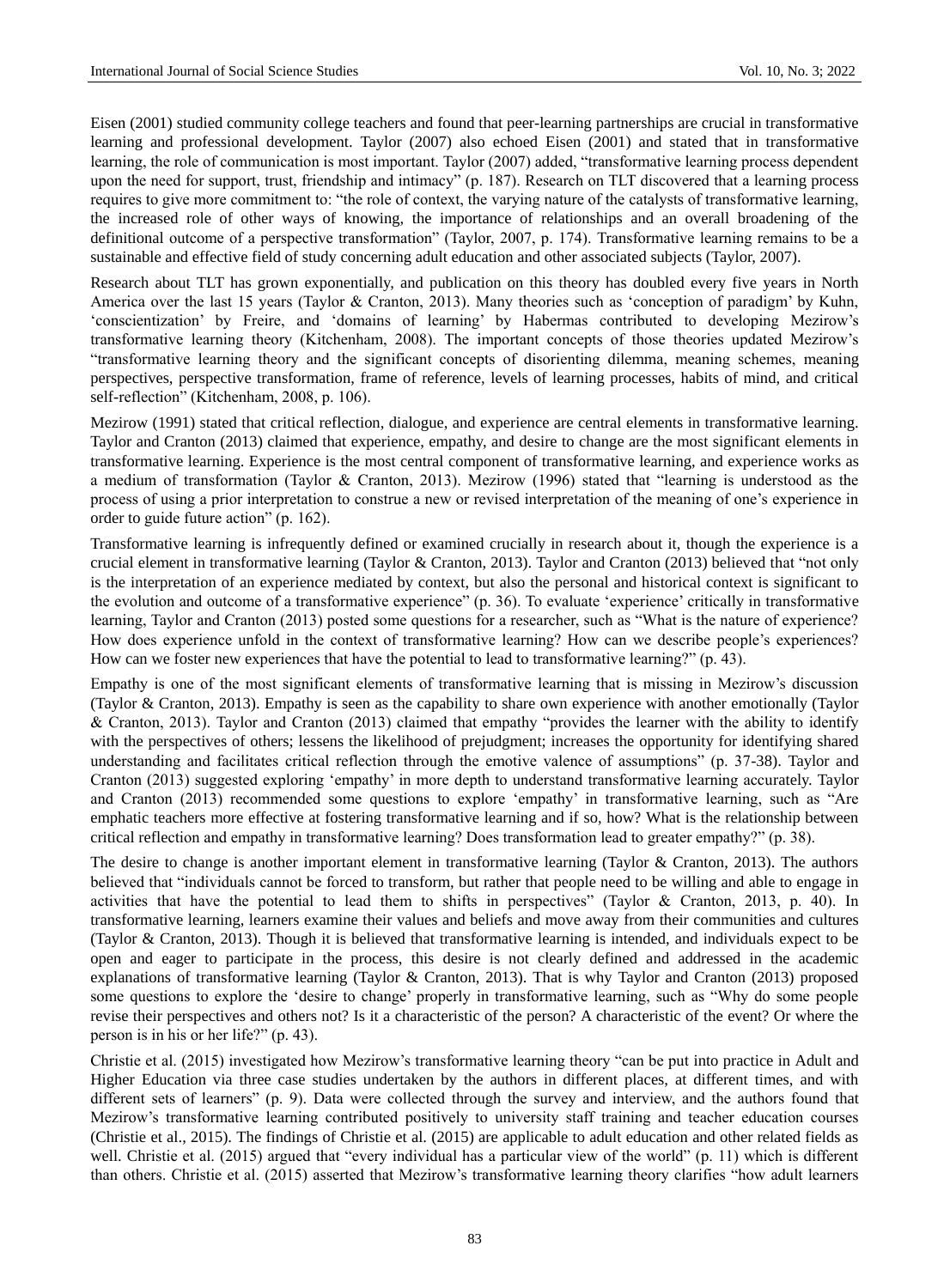Eisen (2001) studied community college teachers and found that peer-learning partnerships are crucial in transformative learning and professional development. Taylor (2007) also echoed Eisen (2001) and stated that in transformative learning, the role of communication is most important. Taylor (2007) added, "transformative learning process dependent upon the need for support, trust, friendship and intimacy" (p. 187). Research on TLT discovered that a learning process requires to give more commitment to: "the role of context, the varying nature of the catalysts of transformative learning, the increased role of other ways of knowing, the importance of relationships and an overall broadening of the definitional outcome of a perspective transformation" (Taylor, 2007, p. 174). Transformative learning remains to be a sustainable and effective field of study concerning adult education and other associated subjects (Taylor, 2007).

Research about TLT has grown exponentially, and publication on this theory has doubled every five years in North America over the last 15 years (Taylor & Cranton, 2013). Many theories such as 'conception of paradigm' by Kuhn, 'conscientization' by Freire, and 'domains of learning' by Habermas contributed to developing Mezirow's transformative learning theory (Kitchenham, 2008). The important concepts of those theories updated Mezirow's "transformative learning theory and the significant concepts of disorienting dilemma, meaning schemes, meaning perspectives, perspective transformation, frame of reference, levels of learning processes, habits of mind, and critical self-reflection" (Kitchenham, 2008, p. 106).

Mezirow (1991) stated that critical reflection, dialogue, and experience are central elements in transformative learning. Taylor and Cranton (2013) claimed that experience, empathy, and desire to change are the most significant elements in transformative learning. Experience is the most central component of transformative learning, and experience works as a medium of transformation (Taylor & Cranton, 2013). Mezirow (1996) stated that "learning is understood as the process of using a prior interpretation to construe a new or revised interpretation of the meaning of one's experience in order to guide future action" (p. 162).

Transformative learning is infrequently defined or examined crucially in research about it, though the experience is a crucial element in transformative learning (Taylor & Cranton, 2013). Taylor and Cranton (2013) believed that "not only is the interpretation of an experience mediated by context, but also the personal and historical context is significant to the evolution and outcome of a transformative experience" (p. 36). To evaluate 'experience' critically in transformative learning, Taylor and Cranton (2013) posted some questions for a researcher, such as "What is the nature of experience? How does experience unfold in the context of transformative learning? How can we describe people's experiences? How can we foster new experiences that have the potential to lead to transformative learning?" (p. 43).

Empathy is one of the most significant elements of transformative learning that is missing in Mezirow's discussion (Taylor & Cranton, 2013). Empathy is seen as the capability to share own experience with another emotionally (Taylor & Cranton, 2013). Taylor and Cranton (2013) claimed that empathy "provides the learner with the ability to identify with the perspectives of others; lessens the likelihood of prejudgment; increases the opportunity for identifying shared understanding and facilitates critical reflection through the emotive valence of assumptions" (p. 37-38). Taylor and Cranton (2013) suggested exploring 'empathy' in more depth to understand transformative learning accurately. Taylor and Cranton (2013) recommended some questions to explore 'empathy' in transformative learning, such as "Are emphatic teachers more effective at fostering transformative learning and if so, how? What is the relationship between critical reflection and empathy in transformative learning? Does transformation lead to greater empathy?" (p. 38).

The desire to change is another important element in transformative learning (Taylor & Cranton, 2013). The authors believed that "individuals cannot be forced to transform, but rather that people need to be willing and able to engage in activities that have the potential to lead them to shifts in perspectives" (Taylor & Cranton, 2013, p. 40). In transformative learning, learners examine their values and beliefs and move away from their communities and cultures (Taylor & Cranton, 2013). Though it is believed that transformative learning is intended, and individuals expect to be open and eager to participate in the process, this desire is not clearly defined and addressed in the academic explanations of transformative learning (Taylor & Cranton, 2013). That is why Taylor and Cranton (2013) proposed some questions to explore the 'desire to change' properly in transformative learning, such as "Why do some people revise their perspectives and others not? Is it a characteristic of the person? A characteristic of the event? Or where the person is in his or her life?" (p. 43).

Christie et al. (2015) investigated how Mezirow's transformative learning theory "can be put into practice in Adult and Higher Education via three case studies undertaken by the authors in different places, at different times, and with different sets of learners" (p. 9). Data were collected through the survey and interview, and the authors found that Mezirow's transformative learning contributed positively to university staff training and teacher education courses (Christie et al., 2015). The findings of Christie et al. (2015) are applicable to adult education and other related fields as well. Christie et al. (2015) argued that "every individual has a particular view of the world" (p. 11) which is different than others. Christie et al. (2015) asserted that Mezirow's transformative learning theory clarifies "how adult learners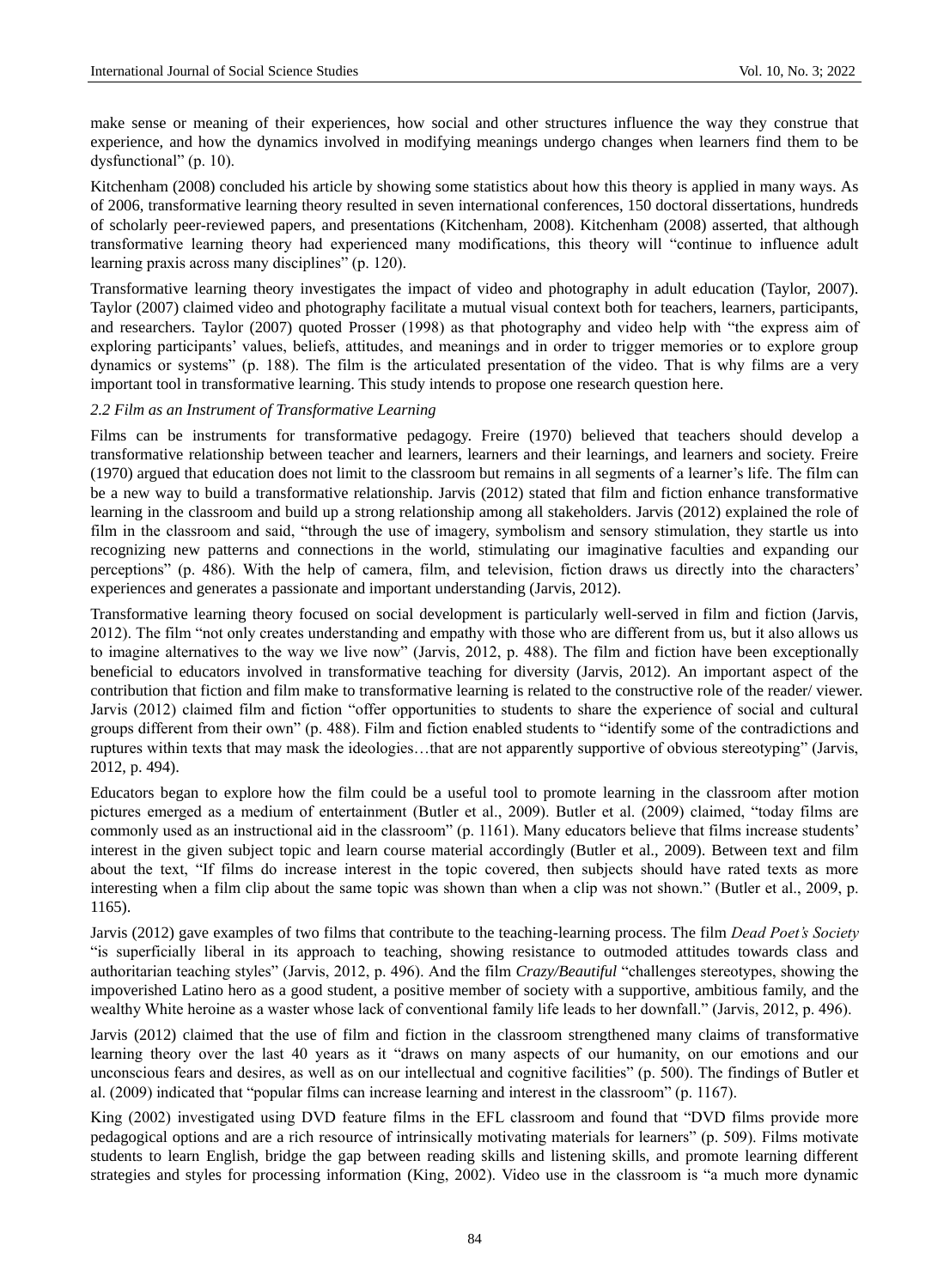make sense or meaning of their experiences, how social and other structures influence the way they construe that experience, and how the dynamics involved in modifying meanings undergo changes when learners find them to be dysfunctional" (p. 10).

Kitchenham (2008) concluded his article by showing some statistics about how this theory is applied in many ways. As of 2006, transformative learning theory resulted in seven international conferences, 150 doctoral dissertations, hundreds of scholarly peer-reviewed papers, and presentations (Kitchenham, 2008). Kitchenham (2008) asserted, that although transformative learning theory had experienced many modifications, this theory will "continue to influence adult learning praxis across many disciplines" (p. 120).

Transformative learning theory investigates the impact of video and photography in adult education (Taylor, 2007). Taylor (2007) claimed video and photography facilitate a mutual visual context both for teachers, learners, participants, and researchers. Taylor (2007) quoted Prosser (1998) as that photography and video help with "the express aim of exploring participants' values, beliefs, attitudes, and meanings and in order to trigger memories or to explore group dynamics or systems" (p. 188). The film is the articulated presentation of the video. That is why films are a very important tool in transformative learning. This study intends to propose one research question here.

### *2.2 Film as an Instrument of Transformative Learning*

Films can be instruments for transformative pedagogy. Freire (1970) believed that teachers should develop a transformative relationship between teacher and learners, learners and their learnings, and learners and society. Freire (1970) argued that education does not limit to the classroom but remains in all segments of a learner's life. The film can be a new way to build a transformative relationship. Jarvis (2012) stated that film and fiction enhance transformative learning in the classroom and build up a strong relationship among all stakeholders. Jarvis (2012) explained the role of film in the classroom and said, "through the use of imagery, symbolism and sensory stimulation, they startle us into recognizing new patterns and connections in the world, stimulating our imaginative faculties and expanding our perceptions" (p. 486). With the help of camera, film, and television, fiction draws us directly into the characters' experiences and generates a passionate and important understanding (Jarvis, 2012).

Transformative learning theory focused on social development is particularly well-served in film and fiction (Jarvis, 2012). The film "not only creates understanding and empathy with those who are different from us, but it also allows us to imagine alternatives to the way we live now" (Jarvis, 2012, p. 488). The film and fiction have been exceptionally beneficial to educators involved in transformative teaching for diversity (Jarvis, 2012). An important aspect of the contribution that fiction and film make to transformative learning is related to the constructive role of the reader/ viewer. Jarvis (2012) claimed film and fiction "offer opportunities to students to share the experience of social and cultural groups different from their own" (p. 488). Film and fiction enabled students to "identify some of the contradictions and ruptures within texts that may mask the ideologies…that are not apparently supportive of obvious stereotyping" (Jarvis, 2012, p. 494).

Educators began to explore how the film could be a useful tool to promote learning in the classroom after motion pictures emerged as a medium of entertainment (Butler et al., 2009). Butler et al. (2009) claimed, "today films are commonly used as an instructional aid in the classroom" (p. 1161). Many educators believe that films increase students' interest in the given subject topic and learn course material accordingly (Butler et al., 2009). Between text and film about the text, "If films do increase interest in the topic covered, then subjects should have rated texts as more interesting when a film clip about the same topic was shown than when a clip was not shown." (Butler et al., 2009, p. 1165).

Jarvis (2012) gave examples of two films that contribute to the teaching-learning process. The film *Dead Poet's Society* "is superficially liberal in its approach to teaching, showing resistance to outmoded attitudes towards class and authoritarian teaching styles" (Jarvis, 2012, p. 496). And the film *Crazy/Beautiful* "challenges stereotypes, showing the impoverished Latino hero as a good student, a positive member of society with a supportive, ambitious family, and the wealthy White heroine as a waster whose lack of conventional family life leads to her downfall." (Jarvis, 2012, p. 496).

Jarvis (2012) claimed that the use of film and fiction in the classroom strengthened many claims of transformative learning theory over the last 40 years as it "draws on many aspects of our humanity, on our emotions and our unconscious fears and desires, as well as on our intellectual and cognitive facilities" (p. 500). The findings of Butler et al. (2009) indicated that "popular films can increase learning and interest in the classroom" (p. 1167).

King (2002) investigated using DVD feature films in the EFL classroom and found that "DVD films provide more pedagogical options and are a rich resource of intrinsically motivating materials for learners" (p. 509). Films motivate students to learn English, bridge the gap between reading skills and listening skills, and promote learning different strategies and styles for processing information (King, 2002). Video use in the classroom is "a much more dynamic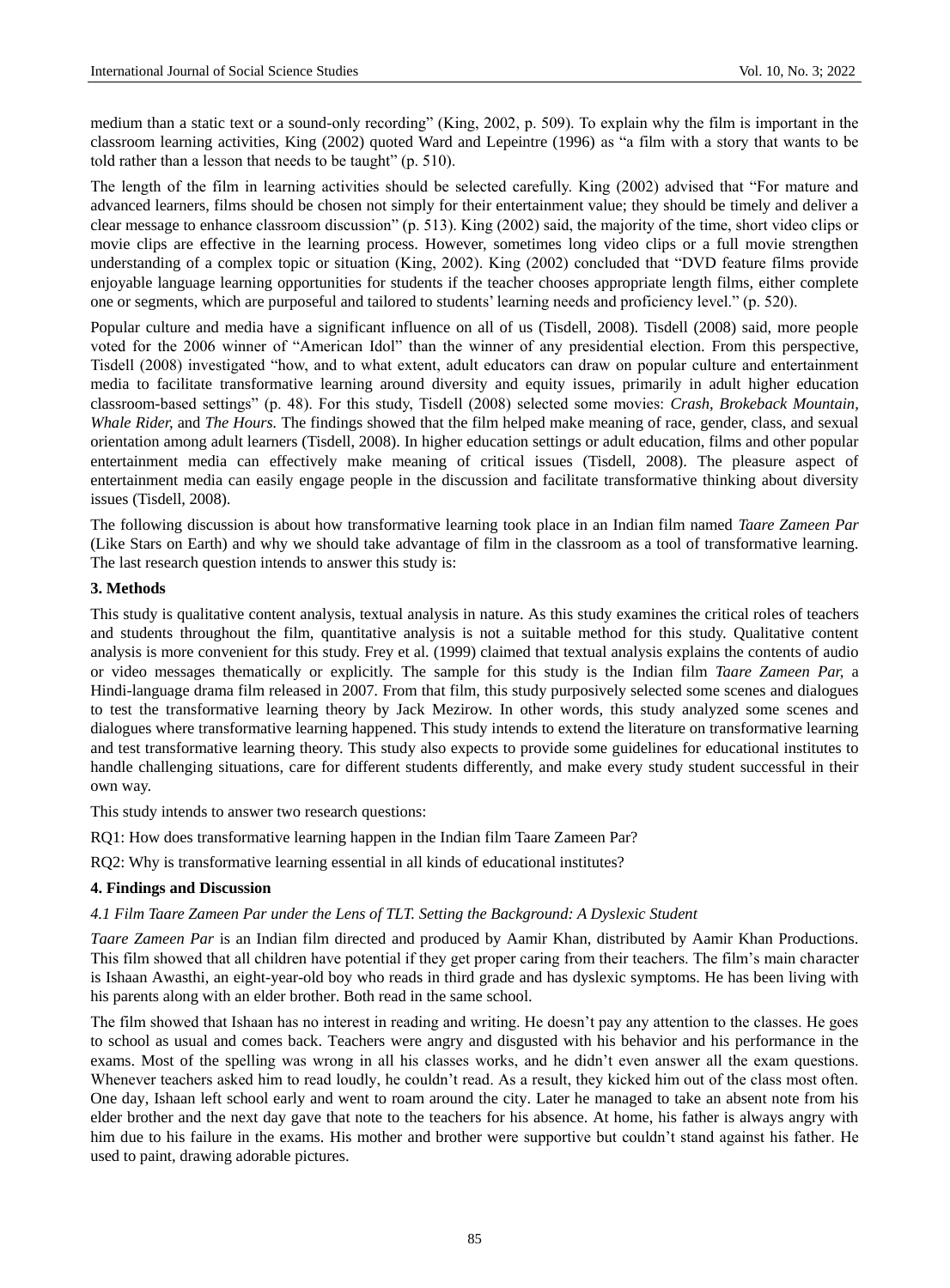medium than a static text or a sound-only recording" (King, 2002, p. 509). To explain why the film is important in the classroom learning activities, King (2002) quoted Ward and Lepeintre (1996) as "a film with a story that wants to be told rather than a lesson that needs to be taught" (p. 510).

The length of the film in learning activities should be selected carefully. King (2002) advised that "For mature and advanced learners, films should be chosen not simply for their entertainment value; they should be timely and deliver a clear message to enhance classroom discussion" (p. 513). King (2002) said, the majority of the time, short video clips or movie clips are effective in the learning process. However, sometimes long video clips or a full movie strengthen understanding of a complex topic or situation (King, 2002). King (2002) concluded that "DVD feature films provide enjoyable language learning opportunities for students if the teacher chooses appropriate length films, either complete one or segments, which are purposeful and tailored to students' learning needs and proficiency level." (p. 520).

Popular culture and media have a significant influence on all of us (Tisdell, 2008). Tisdell (2008) said, more people voted for the 2006 winner of "American Idol" than the winner of any presidential election. From this perspective, Tisdell (2008) investigated "how, and to what extent, adult educators can draw on popular culture and entertainment media to facilitate transformative learning around diversity and equity issues, primarily in adult higher education classroom-based settings" (p. 48). For this study, Tisdell (2008) selected some movies: *Crash, Brokeback Mountain, Whale Rider,* and *The Hours.* The findings showed that the film helped make meaning of race, gender, class, and sexual orientation among adult learners (Tisdell, 2008). In higher education settings or adult education, films and other popular entertainment media can effectively make meaning of critical issues (Tisdell, 2008). The pleasure aspect of entertainment media can easily engage people in the discussion and facilitate transformative thinking about diversity issues (Tisdell, 2008).

The following discussion is about how transformative learning took place in an Indian film named *Taare Zameen Par* (Like Stars on Earth) and why we should take advantage of film in the classroom as a tool of transformative learning. The last research question intends to answer this study is:

## 3. Methods

This study is qualitative content analysis, textual analysis in nature. As this study examines the critical roles of teachers and students throughout the film, quantitative analysis is not a suitable method for this study. Qualitative content analysis is more convenient for this study. Frey et al. (1999) claimed that textual analysis explains the contents of audio or video messages thematically or explicitly. The sample for this study is the Indian film *Taare Zameen Par,* a Hindi-language drama film released in 2007. From that film, this study purposively selected some scenes and dialogues to test the transformative learning theory by Jack Mezirow. In other words, this study analyzed some scenes and dialogues where transformative learning happened. This study intends to extend the literature on transformative learning and test transformative learning theory. This study also expects to provide some guidelines for educational institutes to handle challenging situations, care for different students differently, and make every study student successful in their own way.

This study intends to answer two research questions:

RQ1: How does transformative learning happen in the Indian film Taare Zameen Par?

RQ2: Why is transformative learning essential in all kinds of educational institutes?

## 4. Findings and Discussion

### *4.1 Film Taare Zameen Par under the Lens of TLT. Setting the Background: A Dyslexic Student*

*Taare Zameen Par* is an Indian film directed and produced by Aamir Khan, distributed by Aamir Khan Productions. This film showed that all children have potential if they get proper caring from their teachers. The film's main character is Ishaan Awasthi, an eight-year-old boy who reads in third grade and has dyslexic symptoms. He has been living with his parents along with an elder brother. Both read in the same school.

The film showed that Ishaan has no interest in reading and writing. He doesn't pay any attention to the classes. He goes to school as usual and comes back. Teachers were angry and disgusted with his behavior and his performance in the exams. Most of the spelling was wrong in all his classes works, and he didn't even answer all the exam questions. Whenever teachers asked him to read loudly, he couldn't read. As a result, they kicked him out of the class most often. One day, Ishaan left school early and went to roam around the city. Later he managed to take an absent note from his elder brother and the next day gave that note to the teachers for his absence. At home, his father is always angry with him due to his failure in the exams. His mother and brother were supportive but couldn't stand against his father. He used to paint, drawing adorable pictures.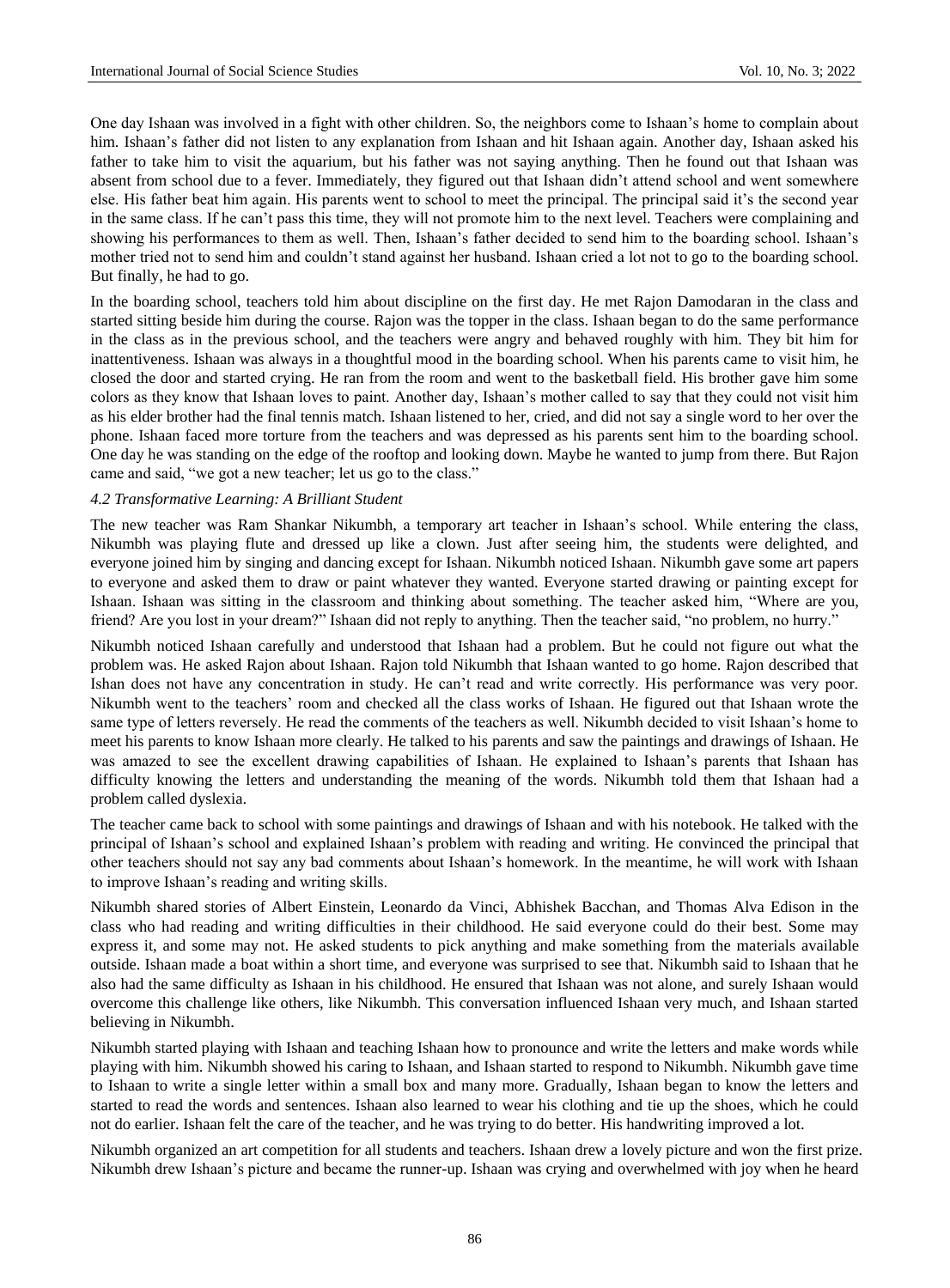One day Ishaan was involved in a fight with other children. So, the neighbors come to Ishaan's home to complain about him. Ishaan's father did not listen to any explanation from Ishaan and hit Ishaan again. Another day, Ishaan asked his father to take him to visit the aquarium, but his father was not saying anything. Then he found out that Ishaan was absent from school due to a fever. Immediately, they figured out that Ishaan didn't attend school and went somewhere else. His father beat him again. His parents went to school to meet the principal. The principal said it's the second year in the same class. If he can't pass this time, they will not promote him to the next level. Teachers were complaining and showing his performances to them as well. Then, Ishaan's father decided to send him to the boarding school. Ishaan's mother tried not to send him and couldn't stand against her husband. Ishaan cried a lot not to go to the boarding school. But finally, he had to go.

In the boarding school, teachers told him about discipline on the first day. He met Rajon Damodaran in the class and started sitting beside him during the course. Rajon was the topper in the class. Ishaan began to do the same performance in the class as in the previous school, and the teachers were angry and behaved roughly with him. They bit him for inattentiveness. Ishaan was always in a thoughtful mood in the boarding school. When his parents came to visit him, he closed the door and started crying. He ran from the room and went to the basketball field. His brother gave him some colors as they know that Ishaan loves to paint. Another day, Ishaan's mother called to say that they could not visit him as his elder brother had the final tennis match. Ishaan listened to her, cried, and did not say a single word to her over the phone. Ishaan faced more torture from the teachers and was depressed as his parents sent him to the boarding school. One day he was standing on the edge of the rooftop and looking down. Maybe he wanted to jump from there. But Rajon came and said, "we got a new teacher; let us go to the class."

### *4.2 Transformative Learning: A Brilliant Student*

The new teacher was Ram Shankar Nikumbh, a temporary art teacher in Ishaan's school. While entering the class, Nikumbh was playing flute and dressed up like a clown. Just after seeing him, the students were delighted, and everyone joined him by singing and dancing except for Ishaan. Nikumbh noticed Ishaan. Nikumbh gave some art papers to everyone and asked them to draw or paint whatever they wanted. Everyone started drawing or painting except for Ishaan. Ishaan was sitting in the classroom and thinking about something. The teacher asked him, "Where are you, friend? Are you lost in your dream?" Ishaan did not reply to anything. Then the teacher said, "no problem, no hurry."

Nikumbh noticed Ishaan carefully and understood that Ishaan had a problem. But he could not figure out what the problem was. He asked Rajon about Ishaan. Rajon told Nikumbh that Ishaan wanted to go home. Rajon described that Ishan does not have any concentration in study. He can't read and write correctly. His performance was very poor. Nikumbh went to the teachers' room and checked all the class works of Ishaan. He figured out that Ishaan wrote the same type of letters reversely. He read the comments of the teachers as well. Nikumbh decided to visit Ishaan's home to meet his parents to know Ishaan more clearly. He talked to his parents and saw the paintings and drawings of Ishaan. He was amazed to see the excellent drawing capabilities of Ishaan. He explained to Ishaan's parents that Ishaan has difficulty knowing the letters and understanding the meaning of the words. Nikumbh told them that Ishaan had a problem called dyslexia.

The teacher came back to school with some paintings and drawings of Ishaan and with his notebook. He talked with the principal of Ishaan's school and explained Ishaan's problem with reading and writing. He convinced the principal that other teachers should not say any bad comments about Ishaan's homework. In the meantime, he will work with Ishaan to improve Ishaan's reading and writing skills.

Nikumbh shared stories of Albert Einstein, Leonardo da Vinci, Abhishek Bacchan, and Thomas Alva Edison in the class who had reading and writing difficulties in their childhood. He said everyone could do their best. Some may express it, and some may not. He asked students to pick anything and make something from the materials available outside. Ishaan made a boat within a short time, and everyone was surprised to see that. Nikumbh said to Ishaan that he also had the same difficulty as Ishaan in his childhood. He ensured that Ishaan was not alone, and surely Ishaan would overcome this challenge like others, like Nikumbh. This conversation influenced Ishaan very much, and Ishaan started believing in Nikumbh.

Nikumbh started playing with Ishaan and teaching Ishaan how to pronounce and write the letters and make words while playing with him. Nikumbh showed his caring to Ishaan, and Ishaan started to respond to Nikumbh. Nikumbh gave time to Ishaan to write a single letter within a small box and many more. Gradually, Ishaan began to know the letters and started to read the words and sentences. Ishaan also learned to wear his clothing and tie up the shoes, which he could not do earlier. Ishaan felt the care of the teacher, and he was trying to do better. His handwriting improved a lot.

Nikumbh organized an art competition for all students and teachers. Ishaan drew a lovely picture and won the first prize. Nikumbh drew Ishaan's picture and became the runner-up. Ishaan was crying and overwhelmed with joy when he heard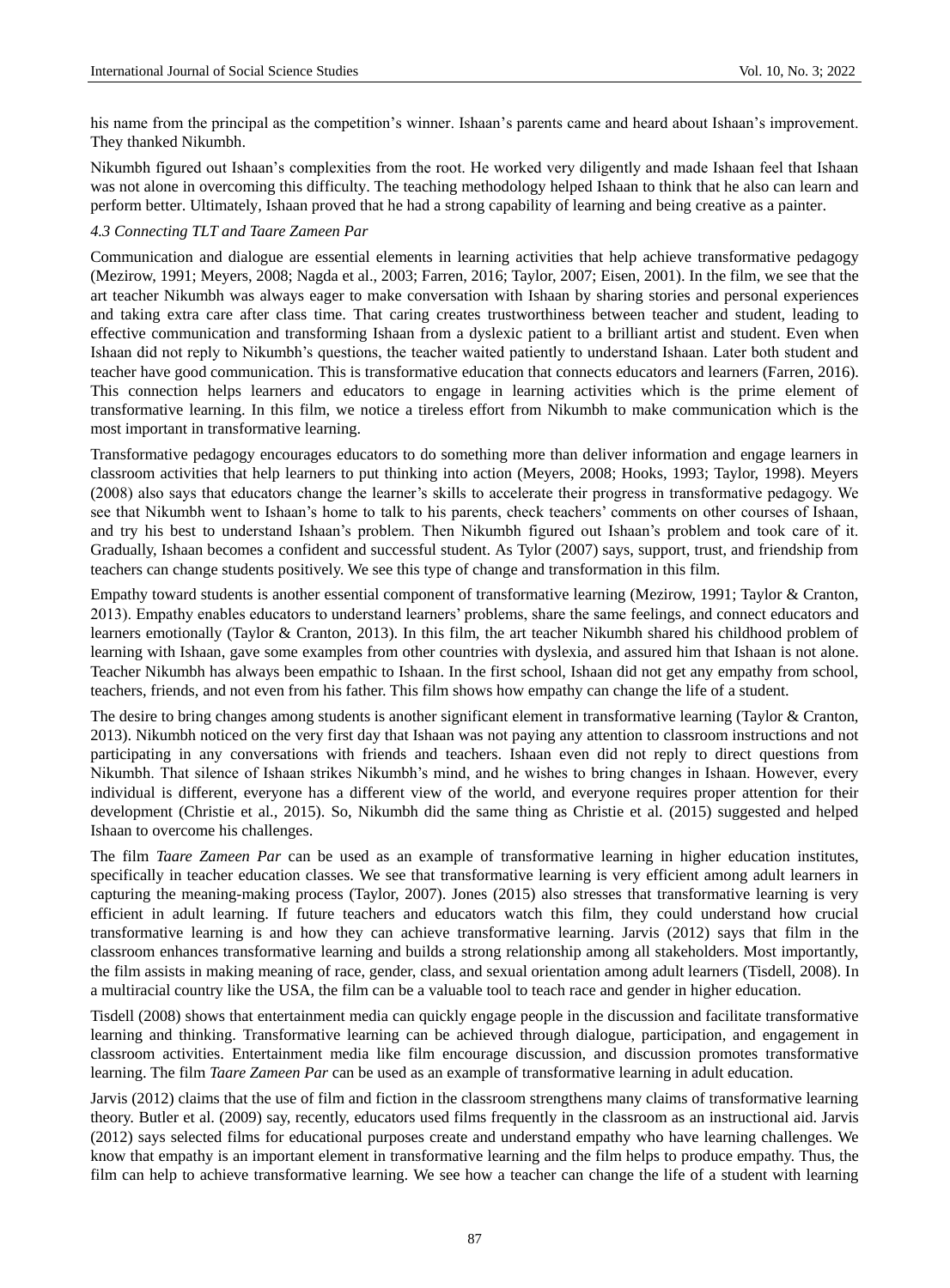his name from the principal as the competition's winner. Ishaan's parents came and heard about Ishaan's improvement. They thanked Nikumbh.

Nikumbh figured out Ishaan's complexities from the root. He worked very diligently and made Ishaan feel that Ishaan was not alone in overcoming this difficulty. The teaching methodology helped Ishaan to think that he also can learn and perform better. Ultimately, Ishaan proved that he had a strong capability of learning and being creative as a painter.

### *4.3 Connecting TLT and Taare Zameen Par*

Communication and dialogue are essential elements in learning activities that help achieve transformative pedagogy (Mezirow, 1991; Meyers, 2008; Nagda et al., 2003; Farren, 2016; Taylor, 2007; Eisen, 2001). In the film, we see that the art teacher Nikumbh was always eager to make conversation with Ishaan by sharing stories and personal experiences and taking extra care after class time. That caring creates trustworthiness between teacher and student, leading to effective communication and transforming Ishaan from a dyslexic patient to a brilliant artist and student. Even when Ishaan did not reply to Nikumbh's questions, the teacher waited patiently to understand Ishaan. Later both student and teacher have good communication. This is transformative education that connects educators and learners (Farren, 2016). This connection helps learners and educators to engage in learning activities which is the prime element of transformative learning. In this film, we notice a tireless effort from Nikumbh to make communication which is the most important in transformative learning.

Transformative pedagogy encourages educators to do something more than deliver information and engage learners in classroom activities that help learners to put thinking into action (Meyers, 2008; Hooks, 1993; Taylor, 1998). Meyers (2008) also says that educators change the learner's skills to accelerate their progress in transformative pedagogy. We see that Nikumbh went to Ishaan's home to talk to his parents, check teachers' comments on other courses of Ishaan, and try his best to understand Ishaan's problem. Then Nikumbh figured out Ishaan's problem and took care of it. Gradually, Ishaan becomes a confident and successful student. As Tylor (2007) says, support, trust, and friendship from teachers can change students positively. We see this type of change and transformation in this film.

Empathy toward students is another essential component of transformative learning (Mezirow, 1991; Taylor & Cranton, 2013). Empathy enables educators to understand learners' problems, share the same feelings, and connect educators and learners emotionally (Taylor & Cranton, 2013). In this film, the art teacher Nikumbh shared his childhood problem of learning with Ishaan, gave some examples from other countries with dyslexia, and assured him that Ishaan is not alone. Teacher Nikumbh has always been empathic to Ishaan. In the first school, Ishaan did not get any empathy from school, teachers, friends, and not even from his father. This film shows how empathy can change the life of a student.

The desire to bring changes among students is another significant element in transformative learning (Taylor & Cranton, 2013). Nikumbh noticed on the very first day that Ishaan was not paying any attention to classroom instructions and not participating in any conversations with friends and teachers. Ishaan even did not reply to direct questions from Nikumbh. That silence of Ishaan strikes Nikumbh's mind, and he wishes to bring changes in Ishaan. However, every individual is different, everyone has a different view of the world, and everyone requires proper attention for their development (Christie et al., 2015). So, Nikumbh did the same thing as Christie et al. (2015) suggested and helped Ishaan to overcome his challenges.

The film *Taare Zameen Par* can be used as an example of transformative learning in higher education institutes, specifically in teacher education classes. We see that transformative learning is very efficient among adult learners in capturing the meaning-making process (Taylor, 2007). Jones (2015) also stresses that transformative learning is very efficient in adult learning. If future teachers and educators watch this film, they could understand how crucial transformative learning is and how they can achieve transformative learning. Jarvis (2012) says that film in the classroom enhances transformative learning and builds a strong relationship among all stakeholders. Most importantly, the film assists in making meaning of race, gender, class, and sexual orientation among adult learners (Tisdell, 2008). In a multiracial country like the USA, the film can be a valuable tool to teach race and gender in higher education.

Tisdell (2008) shows that entertainment media can quickly engage people in the discussion and facilitate transformative learning and thinking. Transformative learning can be achieved through dialogue, participation, and engagement in classroom activities. Entertainment media like film encourage discussion, and discussion promotes transformative learning. The film *Taare Zameen Par* can be used as an example of transformative learning in adult education.

Jarvis (2012) claims that the use of film and fiction in the classroom strengthens many claims of transformative learning theory. Butler et al. (2009) say, recently, educators used films frequently in the classroom as an instructional aid. Jarvis (2012) says selected films for educational purposes create and understand empathy who have learning challenges. We know that empathy is an important element in transformative learning and the film helps to produce empathy. Thus, the film can help to achieve transformative learning. We see how a teacher can change the life of a student with learning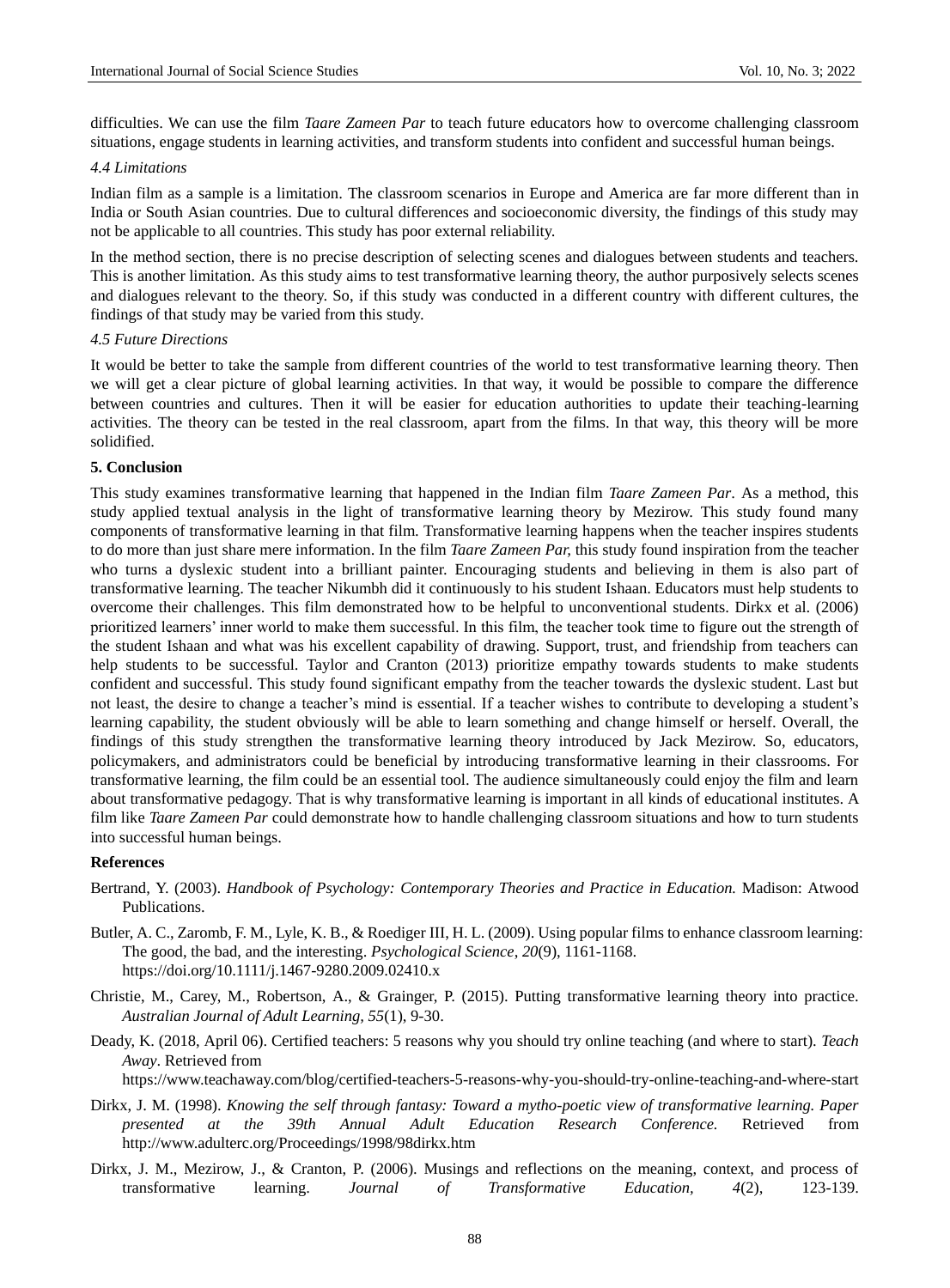difficulties. We can use the film *Taare Zameen Par* to teach future educators how to overcome challenging classroom situations, engage students in learning activities, and transform students into confident and successful human beings.

### *4.4 Limitations*

Indian film as a sample is a limitation. The classroom scenarios in Europe and America are far more different than in India or South Asian countries. Due to cultural differences and socioeconomic diversity, the findings of this study may not be applicable to all countries. This study has poor external reliability.

In the method section, there is no precise description of selecting scenes and dialogues between students and teachers. This is another limitation. As this study aims to test transformative learning theory, the author purposively selects scenes and dialogues relevant to the theory. So, if this study was conducted in a different country with different cultures, the findings of that study may be varied from this study.

### *4.5 Future Directions*

It would be better to take the sample from different countries of the world to test transformative learning theory. Then we will get a clear picture of global learning activities. In that way, it would be possible to compare the difference between countries and cultures. Then it will be easier for education authorities to update their teaching-learning activities. The theory can be tested in the real classroom, apart from the films. In that way, this theory will be more solidified.

## 5. Conclusion

This study examines transformative learning that happened in the Indian film *Taare Zameen Par*. As a method, this study applied textual analysis in the light of transformative learning theory by Mezirow. This study found many components of transformative learning in that film. Transformative learning happens when the teacher inspires students to do more than just share mere information. In the film *Taare Zameen Par,* this study found inspiration from the teacher who turns a dyslexic student into a brilliant painter. Encouraging students and believing in them is also part of transformative learning. The teacher Nikumbh did it continuously to his student Ishaan. Educators must help students to overcome their challenges. This film demonstrated how to be helpful to unconventional students. Dirkx et al. (2006) prioritized learners' inner world to make them successful. In this film, the teacher took time to figure out the strength of the student Ishaan and what was his excellent capability of drawing. Support, trust, and friendship from teachers can help students to be successful. Taylor and Cranton (2013) prioritize empathy towards students to make students confident and successful. This study found significant empathy from the teacher towards the dyslexic student. Last but not least, the desire to change a teacher's mind is essential. If a teacher wishes to contribute to developing a student's learning capability, the student obviously will be able to learn something and change himself or herself. Overall, the findings of this study strengthen the transformative learning theory introduced by Jack Mezirow. So, educators, policymakers, and administrators could be beneficial by introducing transformative learning in their classrooms. For transformative learning, the film could be an essential tool. The audience simultaneously could enjoy the film and learn about transformative pedagogy. That is why transformative learning is important in all kinds of educational institutes. A film like *Taare Zameen Par* could demonstrate how to handle challenging classroom situations and how to turn students into successful human beings.

## References

Bertrand, Y. (2003). *Handbook of Psychology: Contemporary Theories and Practice in Education.* Madison: Atwood Publications.

Butler, A. C., Zaromb, F. M., Lyle, K. B., & Roediger III, H. L. (2009). Using popular films to enhance classroom learning: The good, the bad, and the interesting. *Psychological Science*, *20*(9), 1161-1168. https://doi.org/10.1111/j.1467-9280.2009.02410.x

Christie, M., Carey, M., Robertson, A., & Grainger, P. (2015). Putting transformative learning theory into practice. *Australian Journal of Adult Learning, 55*(1), 9-30.

Deady, K. (2018, April 06). Certified teachers: 5 reasons why you should try online teaching (and where to start). *Teach Away*. Retrieved from https://www.teachaway.com/blog/certified-teachers-5-reasons-why-you-should-try-online-teaching-and-where-start

Dirkx, J. M. (1998). *Knowing the self through fantasy: Toward a mytho-poetic view of transformative learning. Paper presented at the 39th Annual Adult Education Research Conference.* Retrieved from http://www.adulterc.org/Proceedings/1998/98dirkx.htm

Dirkx, J. M., Mezirow, J., & Cranton, P. (2006). Musings and reflections on the meaning, context, and process of transformative learning. *Journal of Transformative Education, 4*(2), 123-139.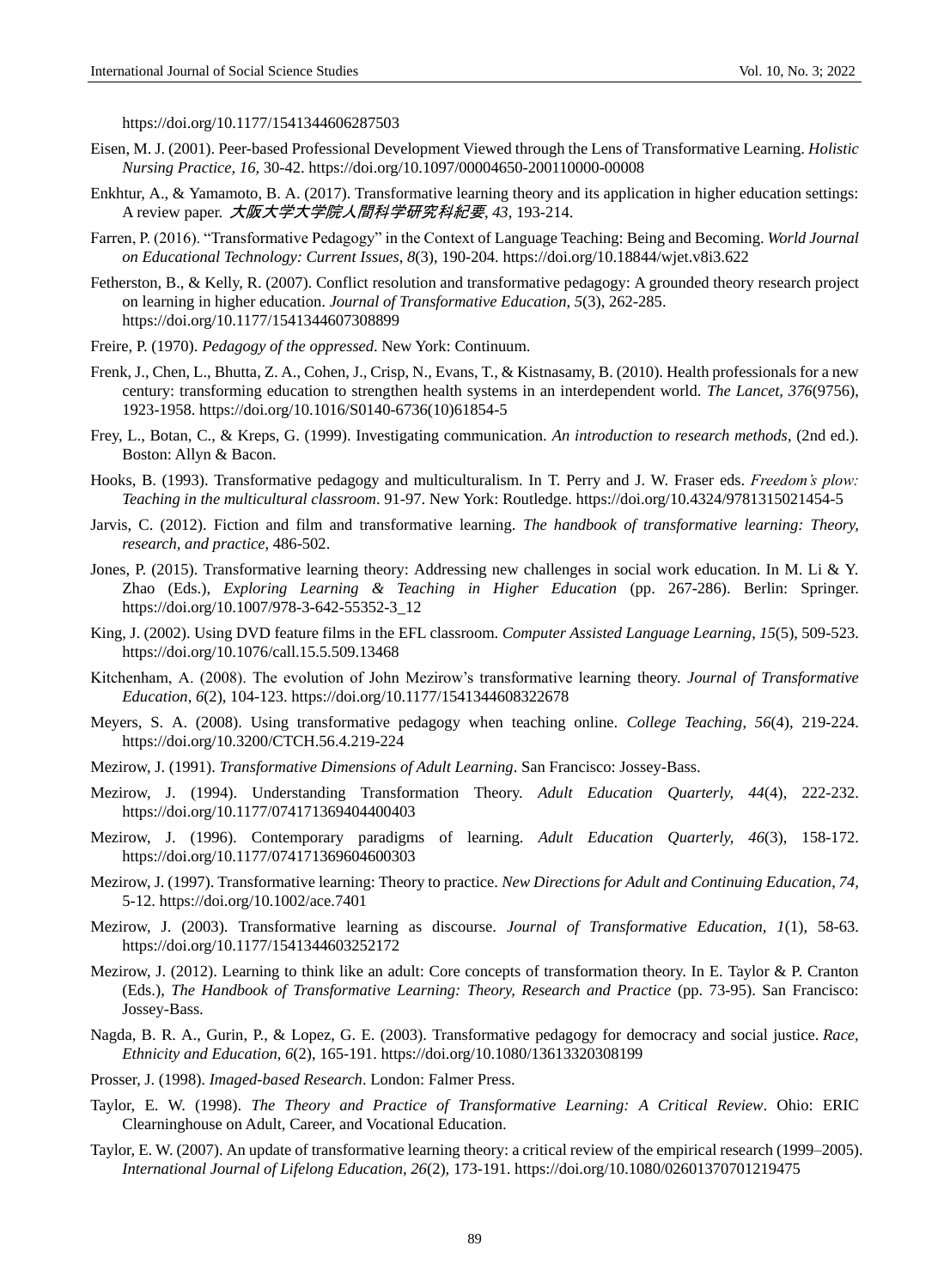https://doi.org/10.1177/1541344606287503

Eisen, M. J. (2001). Peer-based Professional Development Viewed through the Lens of Transformative Learning. *Holistic Nursing Practice, 16,* 30-42. https://doi.org/10.1097/00004650-200110000-00008

Enkhtur, A., & Yamamoto, B. A. (2017). Transformative learning theory and its application in higher education settings: A review paper. *大阪大学大学院人間科学研究科紀要*, *43*, 193-214.

Farren, P. (2016). "Transformative Pedagogy" in the Context of Language Teaching: Being and Becoming. *World Journal on Educational Technology: Current Issues*, *8*(3), 190-204. https://doi.org/10.18844/wjet.v8i3.622

Fetherston, B., & Kelly, R. (2007). Conflict resolution and transformative pedagogy: A grounded theory research project on learning in higher education. *Journal of Transformative Education*, *5*(3), 262-285. https://doi.org/10.1177/1541344607308899

Freire, P. (1970). *Pedagogy of the oppressed*. New York: Continuum.

Frenk, J., Chen, L., Bhutta, Z. A., Cohen, J., Crisp, N., Evans, T., & Kistnasamy, B. (2010). Health professionals for a new century: transforming education to strengthen health systems in an interdependent world. *The Lancet*, *376*(9756), 1923-1958. https://doi.org/10.1016/S0140-6736(10)61854-5

Frey, L., Botan, C., & Kreps, G. (1999). Investigating communication. *An introduction to research methods*, (2nd ed.). Boston: Allyn & Bacon.

Hooks, B. (1993). Transformative pedagogy and multiculturalism. In T. Perry and J. W. Fraser eds. *Freedom's plow: Teaching in the multicultural classroom*. 91-97. New York: Routledge. https://doi.org/10.4324/9781315021454-5

Jarvis, C. (2012). Fiction and film and transformative learning. *The handbook of transformative learning: Theory, research, and practice*, 486-502.

Jones, P. (2015). Transformative learning theory: Addressing new challenges in social work education. In M. Li & Y. Zhao (Eds.), *Exploring Learning & Teaching in Higher Education* (pp. 267-286). Berlin: Springer. https://doi.org/10.1007/978-3-642-55352-3_12

King, J. (2002). Using DVD feature films in the EFL classroom. *Computer Assisted Language Learning*, *15*(5), 509-523. https://doi.org/10.1076/call.15.5.509.13468

Kitchenham, A. (2008). The evolution of John Mezirow's transformative learning theory. *Journal of Transformative Education*, *6*(2), 104-123. https://doi.org/10.1177/1541344608322678

Meyers, S. A. (2008). Using transformative pedagogy when teaching online. *College Teaching*, *56*(4), 219-224. https://doi.org/10.3200/CTCH.56.4.219-224

Mezirow, J. (1991). *Transformative Dimensions of Adult Learning*. San Francisco: Jossey-Bass.

Mezirow, J. (1994). Understanding Transformation Theory. *Adult Education Quarterly, 44*(4), 222-232. https://doi.org/10.1177/074171369404400403

Mezirow, J. (1996). Contemporary paradigms of learning. *Adult Education Quarterly*, *46*(3), 158-172. https://doi.org/10.1177/074171369604600303

Mezirow, J. (1997). Transformative learning: Theory to practice. *New Directions for Adult and Continuing Education*, *74*, 5-12. https://doi.org/10.1002/ace.7401

Mezirow, J. (2003). Transformative learning as discourse. *Journal of Transformative Education, 1*(1), 58-63. https://doi.org/10.1177/1541344603252172

Mezirow, J. (2012). Learning to think like an adult: Core concepts of transformation theory. In E. Taylor & P. Cranton (Eds.), *The Handbook of Transformative Learning: Theory, Research and Practice* (pp. 73-95). San Francisco: Jossey-Bass.

Nagda, B. R. A., Gurin, P., & Lopez, G. E. (2003). Transformative pedagogy for democracy and social justice. *Race, Ethnicity and Education*, *6*(2), 165-191. https://doi.org/10.1080/13613320308199

Prosser, J. (1998). *Imaged-based Research*. London: Falmer Press.

Taylor, E. W. (1998). *The Theory and Practice of Transformative Learning: A Critical Review*. Ohio: ERIC Clearninghouse on Adult, Career, and Vocational Education.

Taylor, E. W. (2007). An update of transformative learning theory: a critical review of the empirical research (1999–2005). *International Journal of Lifelong Education, 26*(2), 173-191. https://doi.org/10.1080/02601370701219475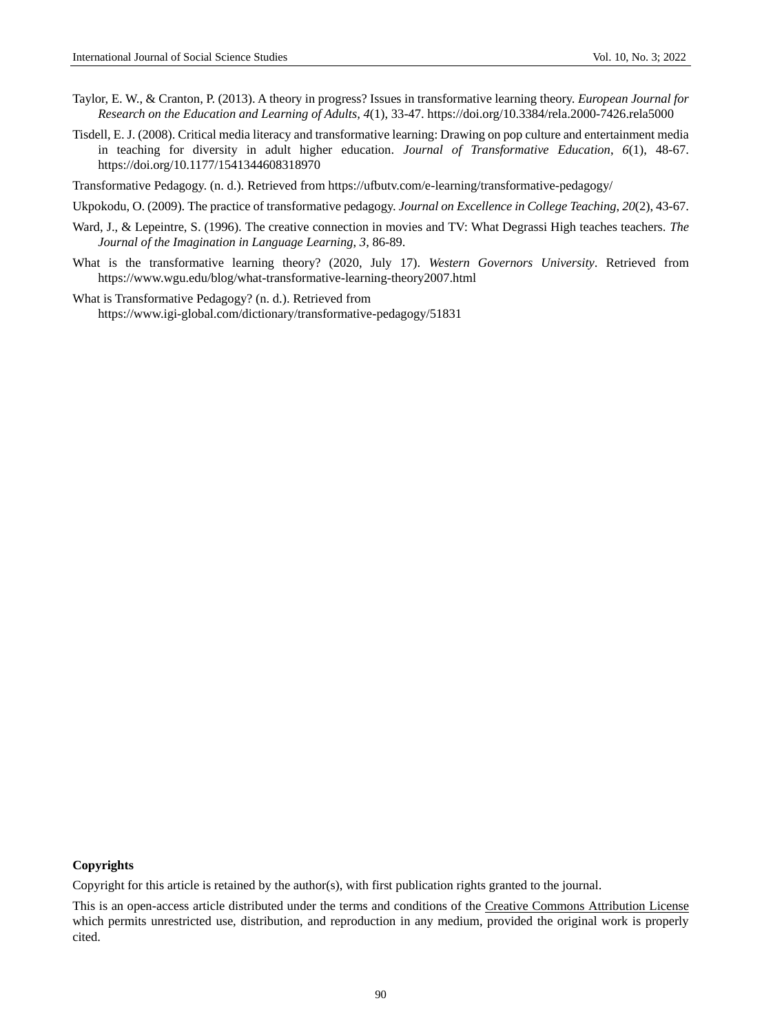Taylor, E. W., & Cranton, P. (2013). A theory in progress? Issues in transformative learning theory. *European Journal for Research on the Education and Learning of Adults, 4*(1), 33-47. https://doi.org/10.3384/rela.2000-7426.rela5000

Tisdell, E. J. (2008). Critical media literacy and transformative learning: Drawing on pop culture and entertainment media in teaching for diversity in adult higher education. *Journal of Transformative Education*, *6*(1), 48-67. https://doi.org/10.1177/1541344608318970

Transformative Pedagogy. (n. d.). Retrieved from https://ufbutv.com/e-learning/transformative-pedagogy/

Ukpokodu, O. (2009). The practice of transformative pedagogy. *Journal on Excellence in College Teaching, 20*(2), 43-67.

Ward, J., & Lepeintre, S. (1996). The creative connection in movies and TV: What Degrassi High teaches teachers. *The Journal of the Imagination in Language Learning*, *3*, 86-89.

What is the transformative learning theory? (2020, July 17). *Western Governors University*. Retrieved from https://www.wgu.edu/blog/what-transformative-learning-theory2007.html

What is Transformative Pedagogy? (n. d.). Retrieved from https://www.igi-global.com/dictionary/transformative-pedagogy/51831

**Copyrights**

Copyright for this article is retained by the author(s), with first publication rights granted to the journal.

This is an open-access article distributed under the terms and conditions of the Creative Commons Attribution License which permits unrestricted use, distribution, and reproduction in any medium, provided the original work is properly cited.